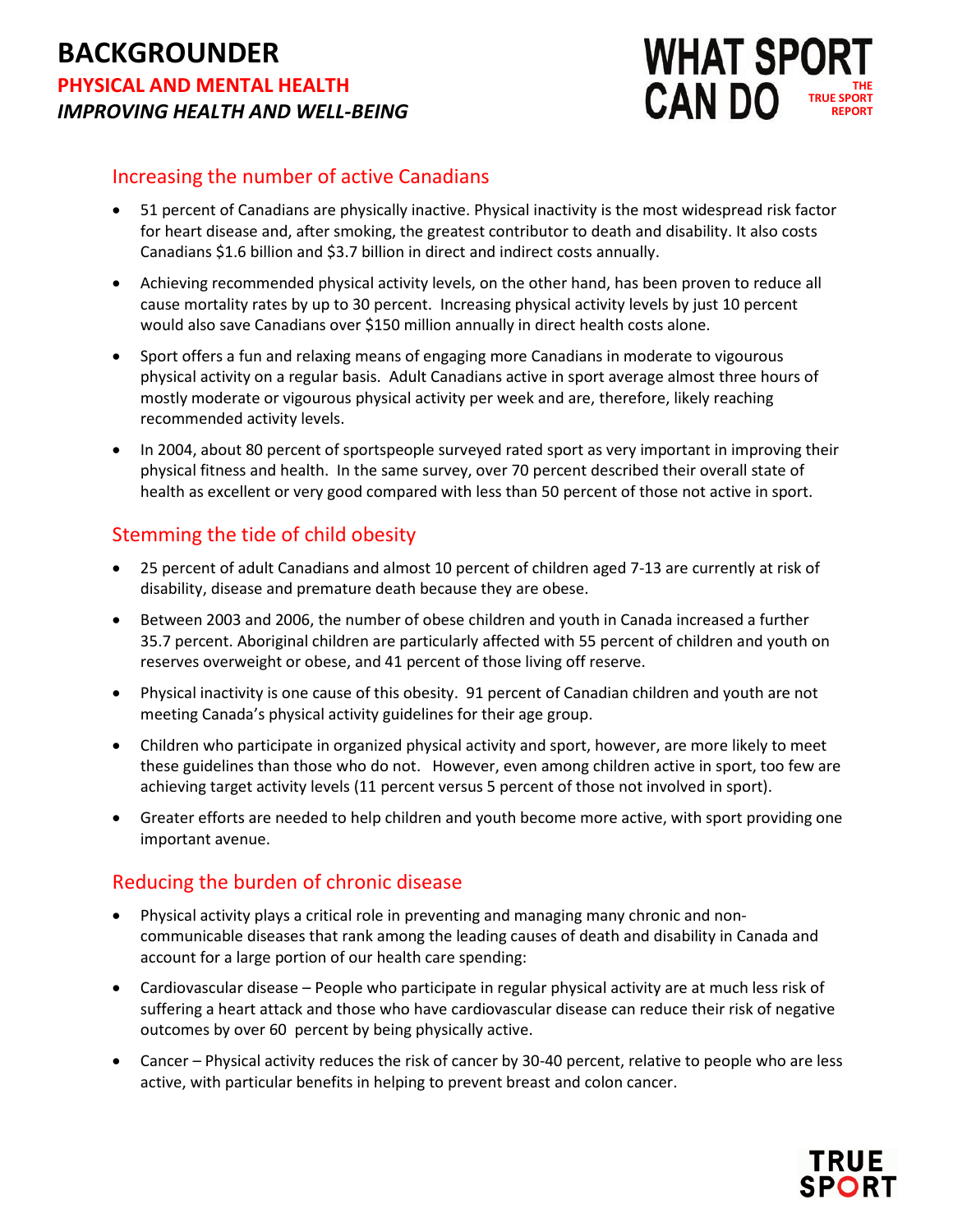# BACKGROUNDER

## PHYSICAL AND MENTAL HEALTH

### *IMPROVING HEALTH AND WELL-BEING*

WHAT SPORT CAN DO — THE TRUE SPORT REPORT

## Increasing the number of active Canadians

- 51 percent of Canadians are physically inactive. Physical inactivity is the most widespread risk factor for heart disease and, after smoking, the greatest contributor to death and disability. It also costs Canadians $1.6 billion and $3.7 billion in direct and indirect costs annually.
- Achieving recommended physical activity levels, on the other hand, has been proven to reduce all cause mortality rates by up to 30 percent. Increasing physical activity levels by just 10 percent would also save Canadians over $150 million annually in direct health costs alone.
- Sport offers a fun and relaxing means of engaging more Canadians in moderate to vigourous physical activity on a regular basis. Adult Canadians active in sport average almost three hours of mostly moderate or vigourous physical activity per week and are, therefore, likely reaching recommended activity levels.
- In 2004, about 80 percent of sportspeople surveyed rated sport as very important in improving their physical fitness and health. In the same survey, over 70 percent described their overall state of health as excellent or very good compared with less than 50 percent of those not active in sport.

## Stemming the tide of child obesity

- 25 percent of adult Canadians and almost 10 percent of children aged 7-13 are currently at risk of disability, disease and premature death because they are obese.
- Between 2003 and 2006, the number of obese children and youth in Canada increased a further 35.7 percent. Aboriginal children are particularly affected with 55 percent of children and youth on reserves overweight or obese, and 41 percent of those living off reserve.
- Physical inactivity is one cause of this obesity. 91 percent of Canadian children and youth are not meeting Canada's physical activity guidelines for their age group.
- Children who participate in organized physical activity and sport, however, are more likely to meet these guidelines than those who do not. However, even among children active in sport, too few are achieving target activity levels (11 percent versus 5 percent of those not involved in sport).
- Greater efforts are needed to help children and youth become more active, with sport providing one important avenue.

## Reducing the burden of chronic disease

- Physical activity plays a critical role in preventing and managing many chronic and non-communicable diseases that rank among the leading causes of death and disability in Canada and account for a large portion of our health care spending:
- Cardiovascular disease – People who participate in regular physical activity are at much less risk of suffering a heart attack and those who have cardiovascular disease can reduce their risk of negative outcomes by over 60 percent by being physically active.
- Cancer – Physical activity reduces the risk of cancer by 30-40 percent, relative to people who are less active, with particular benefits in helping to prevent breast and colon cancer.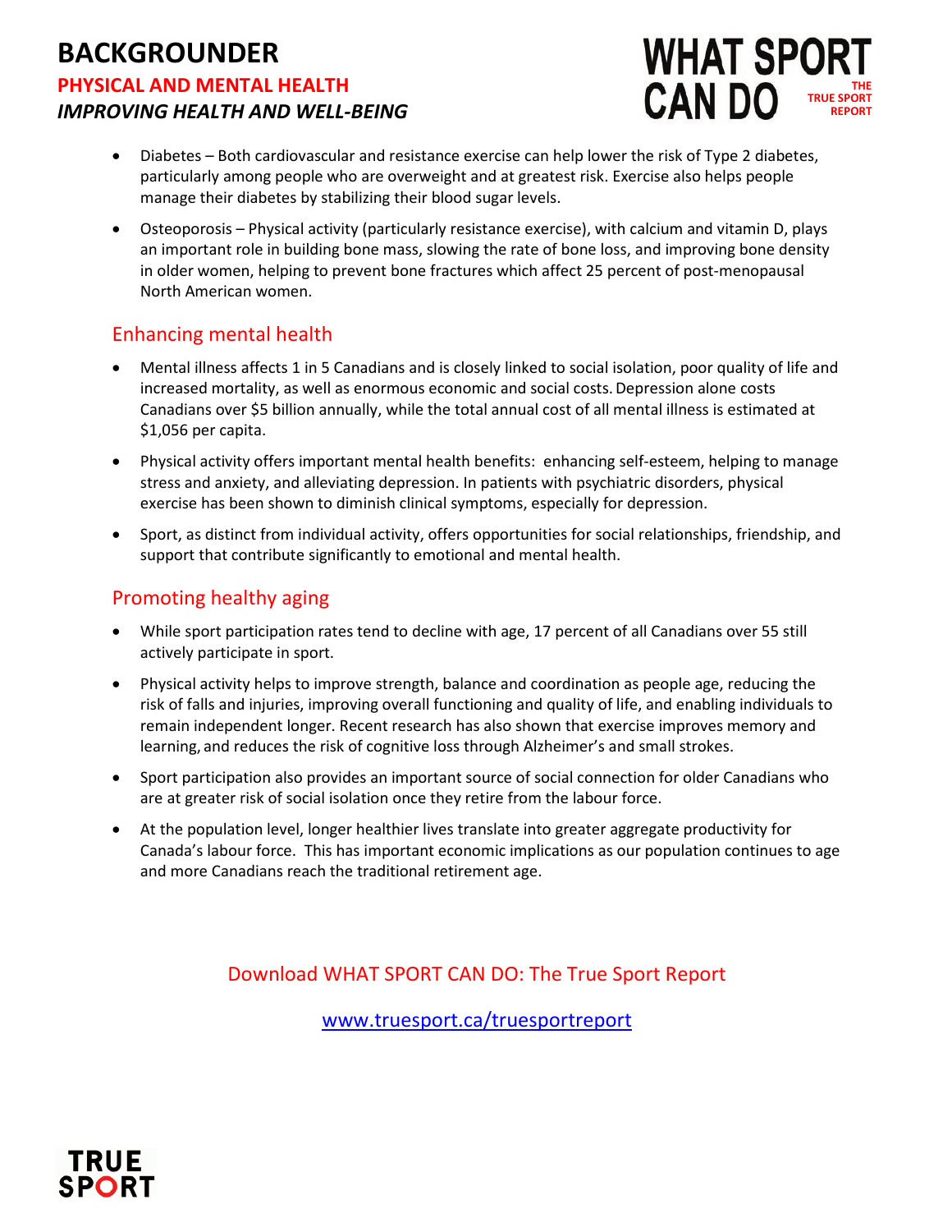- Diabetes – Both cardiovascular and resistance exercise can help lower the risk of Type 2 diabetes, particularly among people who are overweight and at greatest risk. Exercise also helps people manage their diabetes by stabilizing their blood sugar levels.
- Osteoporosis – Physical activity (particularly resistance exercise), with calcium and vitamin D, plays an important role in building bone mass, slowing the rate of bone loss, and improving bone density in older women, helping to prevent bone fractures which affect 25 percent of post-menopausal North American women.

## Enhancing mental health

- Mental illness affects 1 in 5 Canadians and is closely linked to social isolation, poor quality of life and increased mortality, as well as enormous economic and social costs. Depression alone costs Canadians over $5 billion annually, while the total annual cost of all mental illness is estimated at $1,056 per capita.
- Physical activity offers important mental health benefits: enhancing self-esteem, helping to manage stress and anxiety, and alleviating depression. In patients with psychiatric disorders, physical exercise has been shown to diminish clinical symptoms, especially for depression.
- Sport, as distinct from individual activity, offers opportunities for social relationships, friendship, and support that contribute significantly to emotional and mental health.

## Promoting healthy aging

- While sport participation rates tend to decline with age, 17 percent of all Canadians over 55 still actively participate in sport.
- Physical activity helps to improve strength, balance and coordination as people age, reducing the risk of falls and injuries, improving overall functioning and quality of life, and enabling individuals to remain independent longer. Recent research has also shown that exercise improves memory and learning, and reduces the risk of cognitive loss through Alzheimer's and small strokes.
- Sport participation also provides an important source of social connection for older Canadians who are at greater risk of social isolation once they retire from the labour force.
- At the population level, longer healthier lives translate into greater aggregate productivity for Canada's labour force. This has important economic implications as our population continues to age and more Canadians reach the traditional retirement age.

Download WHAT SPORT CAN DO: The True Sport Report

www.truesport.ca/truesportreport